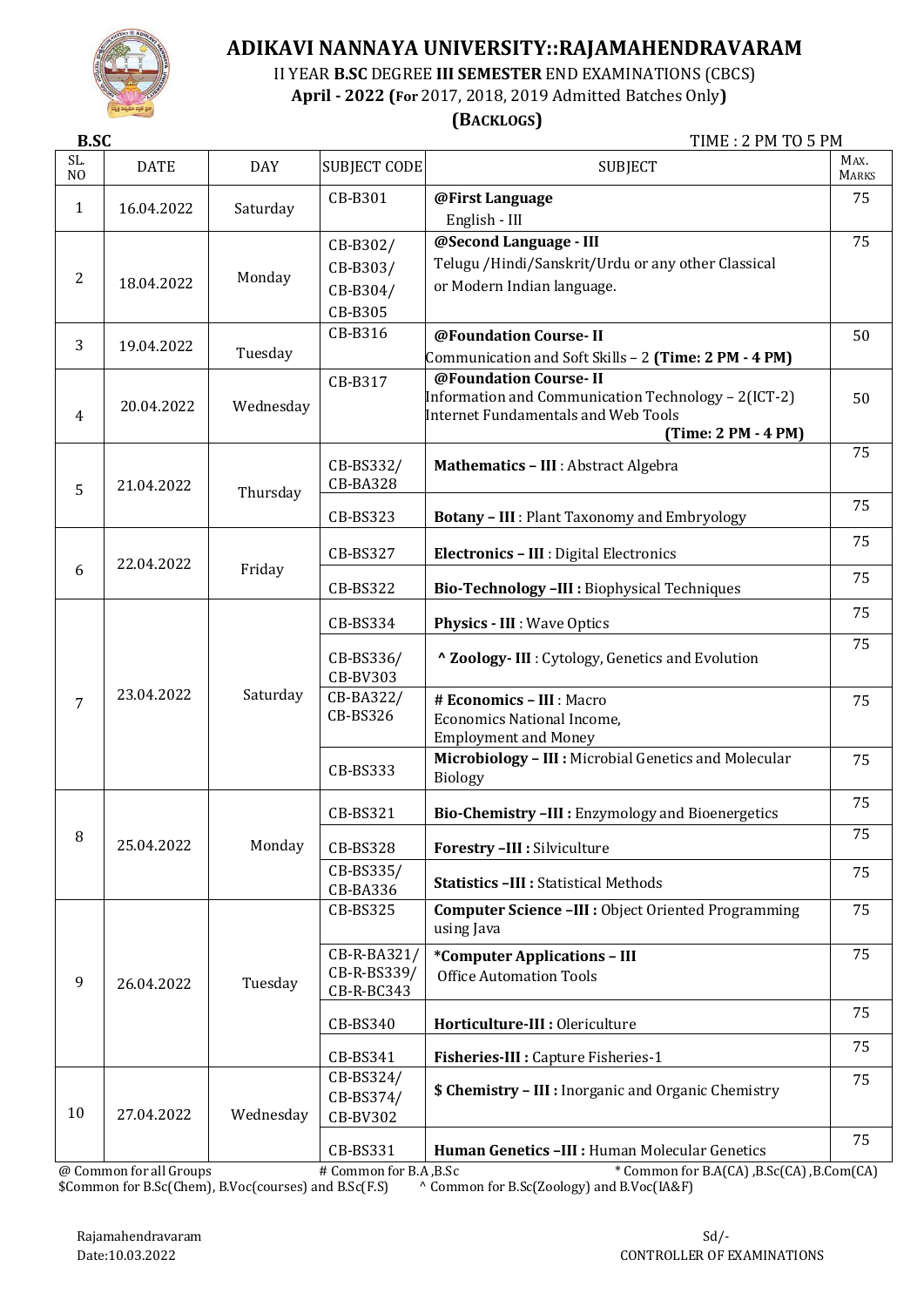# ADIKAVI NANNAYA UNIVERSITY::RAJAMAHENDRAVARAM

II YEAR **B.SC** DEGREE **III SEMESTER** END EXAMINATIONS (CBCS)

**April - 2022 (For** 2017, 2018, 2019 Admitted Batches Only**)**

**(BACKLOGS)**

**B.SC** TIME : 2 PM TO 5 PM

| SL. NO | DATE | DAY | SUBJECT CODE | SUBJECT | MAX. MARKS |
|---|---|---|---|---|---|
| 1 | 16.04.2022 | Saturday | CB-B301 | **@First Language** English - III | 75 |
| 2 | 18.04.2022 | Monday | CB-B302/ CB-B303/ CB-B304/ CB-B305 | **@Second Language - III** Telugu /Hindi/Sanskrit/Urdu or any other Classical or Modern Indian language. | 75 |
| 3 | 19.04.2022 | Tuesday | CB-B316 | **@Foundation Course- II** Communication and Soft Skills – 2 **(Time: 2 PM - 4 PM)** | 50 |
| 4 | 20.04.2022 | Wednesday | CB-B317 | **@Foundation Course- II** Information and Communication Technology – 2(ICT-2) Internet Fundamentals and Web Tools **(Time: 2 PM - 4 PM)** | 50 |
| 5 | 21.04.2022 | Thursday | CB-BS332/ CB-BA328 | **Mathematics – III** : Abstract Algebra | 75 |
| | | | CB-BS323 | **Botany – III** : Plant Taxonomy and Embryology | 75 |
| 6 | 22.04.2022 | Friday | CB-BS327 | **Electronics – III** : Digital Electronics | 75 |
| | | | CB-BS322 | **Bio-Technology –III :** Biophysical Techniques | 75 |
| 7 | 23.04.2022 | Saturday | CB-BS334 | **Physics - III** : Wave Optics | 75 |
| | | | CB-BS336/ CB-BV303 | **^ Zoology- III** : Cytology, Genetics and Evolution | 75 |
| | | | CB-BA322/ CB-BS326 | **# Economics – III** : Macro Economics National Income, Employment and Money | 75 |
| | | | CB-BS333 | **Microbiology – III :** Microbial Genetics and Molecular Biology | 75 |
| 8 | 25.04.2022 | Monday | CB-BS321 | **Bio-Chemistry –III :** Enzymology and Bioenergetics | 75 |
| | | | CB-BS328 | **Forestry –III :** Silviculture | 75 |
| | | | CB-BS335/ CB-BA336 | **Statistics –III :** Statistical Methods | 75 |
| 9 | 26.04.2022 | Tuesday | CB-BS325 | **Computer Science –III :** Object Oriented Programming using Java | 75 |
| | | | CB-R-BA321/ CB-R-BS339/ CB-R-BC343 | ***Computer Applications – III** Office Automation Tools | 75 |
| | | | CB-BS340 | **Horticulture-III :** Olericulture | 75 |
| | | | CB-BS341 | **Fisheries-III :** Capture Fisheries-1 | 75 |
| 10 | 27.04.2022 | Wednesday | CB-BS324/ CB-BS374/ CB-BV302 | **$ Chemistry – III :** Inorganic and Organic Chemistry | 75 |
| | | | CB-BS331 | **Human Genetics –III :** Human Molecular Genetics | 75 |

@ Common for all Groups # Common for B.A ,B.Sc * Common for B.A(CA) ,B.Sc(CA) ,B.Com(CA)

$Common for B.Sc(Chem), B.Voc(courses) and B.Sc(F.S) ^ Common for B.Sc(Zoology) and B.Voc(IA&F)

Rajamahendravaram
Date:10.03.2022

Sd/-
CONTROLLER OF EXAMINATIONS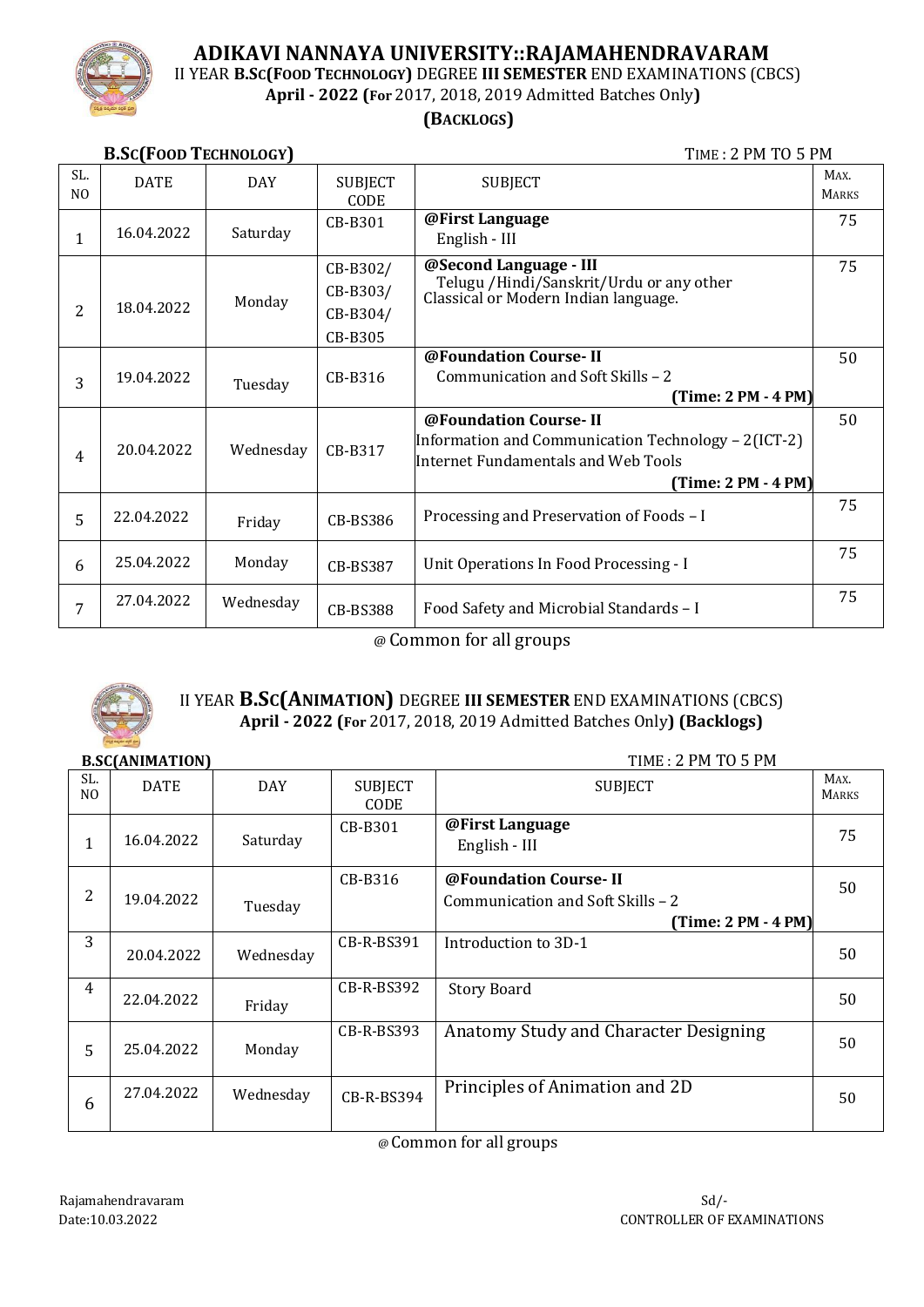# ADIKAVI NANNAYA UNIVERSITY::RAJAMAHENDRAVARAM

II YEAR **B.SC(FOOD TECHNOLOGY)** DEGREE **III SEMESTER** END EXAMINATIONS (CBCS)

**April - 2022 (For** 2017, 2018, 2019 Admitted Batches Only**)**

**(BACKLOGS)**

**B.SC(FOOD TECHNOLOGY)** TIME : 2 PM TO 5 PM

| SL. NO | DATE | DAY | SUBJECT CODE | SUBJECT | MAX. MARKS |
|---|---|---|---|---|---|
| 1 | 16.04.2022 | Saturday | CB-B301 | **@First Language** English - III | 75 |
| 2 | 18.04.2022 | Monday | CB-B302/ CB-B303/ CB-B304/ CB-B305 | **@Second Language - III** Telugu /Hindi/Sanskrit/Urdu or any other Classical or Modern Indian language. | 75 |
| 3 | 19.04.2022 | Tuesday | CB-B316 | **@Foundation Course- II** Communication and Soft Skills – 2 **(Time: 2 PM - 4 PM)** | 50 |
| 4 | 20.04.2022 | Wednesday | CB-B317 | **@Foundation Course- II** Information and Communication Technology – 2(ICT-2) Internet Fundamentals and Web Tools **(Time: 2 PM - 4 PM)** | 50 |
| 5 | 22.04.2022 | Friday | CB-BS386 | Processing and Preservation of Foods – I | 75 |
| 6 | 25.04.2022 | Monday | CB-BS387 | Unit Operations In Food Processing - I | 75 |
| 7 | 27.04.2022 | Wednesday | CB-BS388 | Food Safety and Microbial Standards – I | 75 |

@ Common for all groups

II YEAR **B.SC(ANIMATION)** DEGREE **III SEMESTER** END EXAMINATIONS (CBCS)

**April - 2022 (For** 2017, 2018, 2019 Admitted Batches Only**) (Backlogs)**

**B.SC(ANIMATION)** TIME : 2 PM TO 5 PM

| SL. NO | DATE | DAY | SUBJECT CODE | SUBJECT | MAX. MARKS |
|---|---|---|---|---|---|
| 1 | 16.04.2022 | Saturday | CB-B301 | **@First Language** English - III | 75 |
| 2 | 19.04.2022 | Tuesday | CB-B316 | **@Foundation Course- II** Communication and Soft Skills – 2 **(Time: 2 PM - 4 PM)** | 50 |
| 3 | 20.04.2022 | Wednesday | CB-R-BS391 | Introduction to 3D-1 | 50 |
| 4 | 22.04.2022 | Friday | CB-R-BS392 | Story Board | 50 |
| 5 | 25.04.2022 | Monday | CB-R-BS393 | Anatomy Study and Character Designing | 50 |
| 6 | 27.04.2022 | Wednesday | CB-R-BS394 | Principles of Animation and 2D | 50 |

@ Common for all groups

Rajamahendravaram
Date:10.03.2022

Sd/-
CONTROLLER OF EXAMINATIONS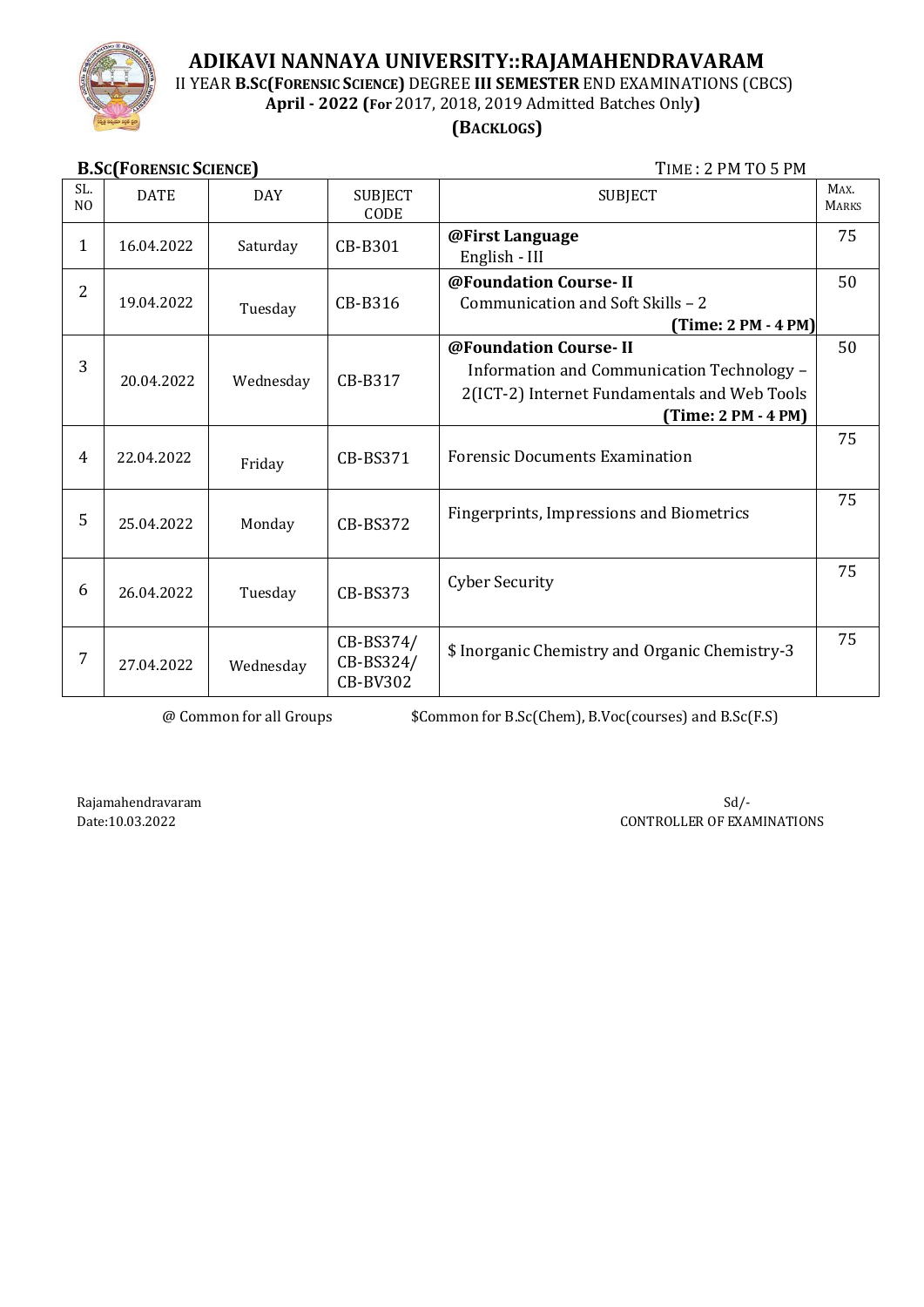# ADIKAVI NANNAYA UNIVERSITY::RAJAMAHENDRAVARAM

II YEAR **B.SC(FORENSIC SCIENCE)** DEGREE **III SEMESTER** END EXAMINATIONS (CBCS)

**April - 2022 (For** 2017, 2018, 2019 Admitted Batches Only**)**

**(BACKLOGS)**

**B.SC(FORENSIC SCIENCE)** TIME : 2 PM TO 5 PM

| SL. NO | DATE | DAY | SUBJECT CODE | SUBJECT | MAX. MARKS |
|---|---|---|---|---|---|
| 1 | 16.04.2022 | Saturday | CB-B301 | **@First Language** English - III | 75 |
| 2 | 19.04.2022 | Tuesday | CB-B316 | **@Foundation Course- II** Communication and Soft Skills – 2 **(Time: 2 PM - 4 PM)** | 50 |
| 3 | 20.04.2022 | Wednesday | CB-B317 | **@Foundation Course- II** Information and Communication Technology – 2(ICT-2) Internet Fundamentals and Web Tools **(Time: 2 PM - 4 PM)** | 50 |
| 4 | 22.04.2022 | Friday | CB-BS371 | Forensic Documents Examination | 75 |
| 5 | 25.04.2022 | Monday | CB-BS372 | Fingerprints, Impressions and Biometrics | 75 |
| 6 | 26.04.2022 | Tuesday | CB-BS373 | Cyber Security | 75 |
| 7 | 27.04.2022 | Wednesday | CB-BS374/ CB-BS324/ CB-BV302 | $ Inorganic Chemistry and Organic Chemistry-3 | 75 |

@ Common for all Groups $Common for B.Sc(Chem), B.Voc(courses) and B.Sc(F.S)

Rajamahendravaram
Date:10.03.2022

Sd/-
CONTROLLER OF EXAMINATIONS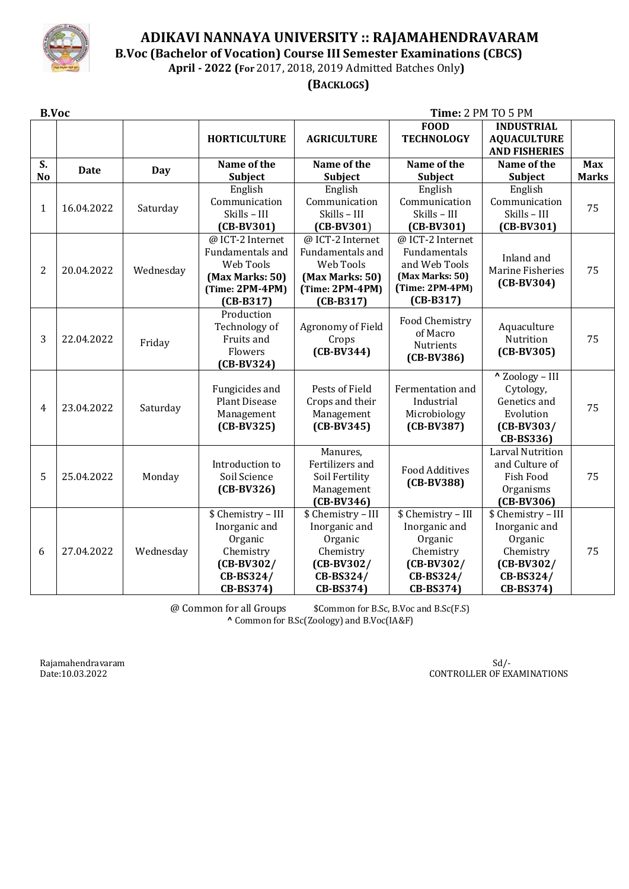# ADIKAVI NANNAYA UNIVERSITY :: RAJAMAHENDRAVARAM

**B.Voc (Bachelor of Vocation) Course III Semester Examinations (CBCS)**

**April - 2022 (For** 2017, 2018, 2019 Admitted Batches Only**)**

**(BACKLOGS)**

**B.Voc** **Time:** 2 PM TO 5 PM

| | | | **HORTICULTURE** | **AGRICULTURE** | **FOOD TECHNOLOGY** | **INDUSTRIAL AQUACULTURE AND FISHERIES** | |
|---|---|---|---|---|---|---|---|
| **S. No** | **Date** | **Day** | **Name of the Subject** | **Name of the Subject** | **Name of the Subject** | **Name of the Subject** | **Max Marks** |
| 1 | 16.04.2022 | Saturday | English Communication Skills – III **(CB-BV301)** | English Communication Skills – III **(CB-BV301)** | English Communication Skills – III **(CB-BV301)** | English Communication Skills – III **(CB-BV301)** | 75 |
| 2 | 20.04.2022 | Wednesday | @ ICT-2 Internet Fundamentals and Web Tools **(Max Marks: 50) (Time: 2PM-4PM) (CB-B317)** | @ ICT-2 Internet Fundamentals and Web Tools **(Max Marks: 50) (Time: 2PM-4PM) (CB-B317)** | @ ICT-2 Internet Fundamentals and Web Tools **(Max Marks: 50) (Time: 2PM-4PM) (CB-B317)** | Inland and Marine Fisheries **(CB-BV304)** | 75 |
| 3 | 22.04.2022 | Friday | Production Technology of Fruits and Flowers **(CB-BV324)** | Agronomy of Field Crops **(CB-BV344)** | Food Chemistry of Macro Nutrients **(CB-BV386)** | Aquaculture Nutrition **(CB-BV305)** | 75 |
| 4 | 23.04.2022 | Saturday | Fungicides and Plant Disease Management **(CB-BV325)** | Pests of Field Crops and their Management **(CB-BV345)** | Fermentation and Industrial Microbiology **(CB-BV387)** | ^ Zoology – III Cytology, Genetics and Evolution **(CB-BV303/ CB-BS336)** | 75 |
| 5 | 25.04.2022 | Monday | Introduction to Soil Science **(CB-BV326)** | Manures, Fertilizers and Soil Fertility Management **(CB-BV346)** | Food Additives **(CB-BV388)** | Larval Nutrition and Culture of Fish Food Organisms **(CB-BV306)** | 75 |
| 6 | 27.04.2022 | Wednesday | $ Chemistry – III Inorganic and Organic Chemistry **(CB-BV302/ CB-BS324/ CB-BS374)** | $ Chemistry – III Inorganic and Organic Chemistry **(CB-BV302/ CB-BS324/ CB-BS374)** | $ Chemistry – III Inorganic and Organic Chemistry **(CB-BV302/ CB-BS324/ CB-BS374)** | $ Chemistry – III Inorganic and Organic Chemistry **(CB-BV302/ CB-BS324/ CB-BS374)** | 75 |

@ Common for all Groups $Common for B.Sc, B.Voc and B.Sc(F.S)

**^** Common for B.Sc(Zoology) and B.Voc(IA&F)

Rajamahendravaram
Date:10.03.2022

Sd/-
CONTROLLER OF EXAMINATIONS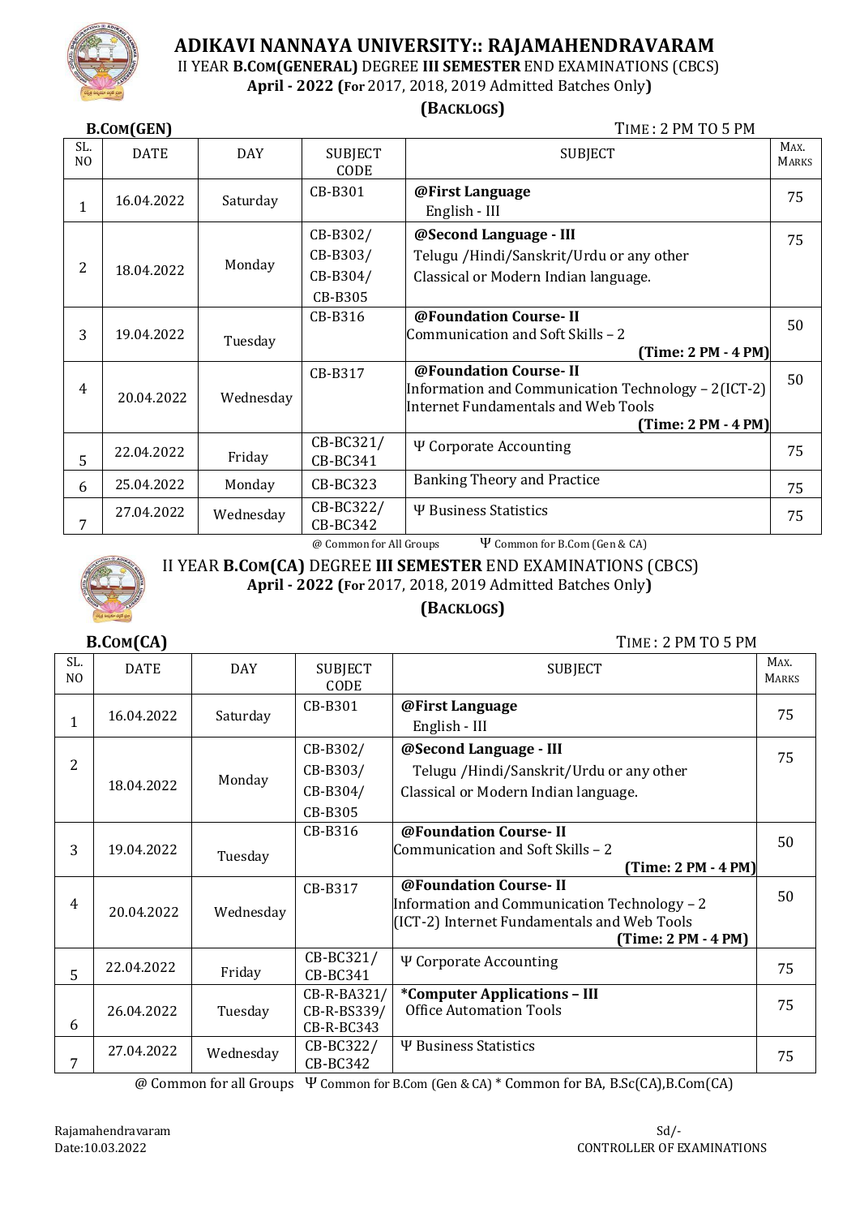# ADIKAVI NANNAYA UNIVERSITY:: RAJAMAHENDRAVARAM

II YEAR **B.COM(GENERAL)** DEGREE **III SEMESTER** END EXAMINATIONS (CBCS)

**April - 2022 (For** 2017, 2018, 2019 Admitted Batches Only**)**

**(BACKLOGS)**

**B.COM(GEN)** TIME : 2 PM TO 5 PM

| SL. NO | DATE | DAY | SUBJECT CODE | SUBJECT | MAX. MARKS |
|---|---|---|---|---|---|
| 1 | 16.04.2022 | Saturday | CB-B301 | **@First Language** English - III | 75 |
| 2 | 18.04.2022 | Monday | CB-B302/ CB-B303/ CB-B304/ CB-B305 | **@Second Language - III** Telugu /Hindi/Sanskrit/Urdu or any other Classical or Modern Indian language. | 75 |
| 3 | 19.04.2022 | Tuesday | CB-B316 | **@Foundation Course- II** Communication and Soft Skills – 2 **(Time: 2 PM - 4 PM)** | 50 |
| 4 | 20.04.2022 | Wednesday | CB-B317 | **@Foundation Course- II** Information and Communication Technology – 2(ICT-2) Internet Fundamentals and Web Tools **(Time: 2 PM - 4 PM)** | 50 |
| 5 | 22.04.2022 | Friday | CB-BC321/ CB-BC341 | Ψ Corporate Accounting | 75 |
| 6 | 25.04.2022 | Monday | CB-BC323 | Banking Theory and Practice | 75 |
| 7 | 27.04.2022 | Wednesday | CB-BC322/ CB-BC342 | Ψ Business Statistics | 75 |

@ Common for All Groups Ψ Common for B.Com (Gen & CA)

II YEAR **B.COM(CA)** DEGREE **III SEMESTER** END EXAMINATIONS (CBCS)

**April - 2022 (For** 2017, 2018, 2019 Admitted Batches Only**)**

**(BACKLOGS)**

**B.COM(CA)** TIME : 2 PM TO 5 PM

| SL. NO | DATE | DAY | SUBJECT CODE | SUBJECT | MAX. MARKS |
|---|---|---|---|---|---|
| 1 | 16.04.2022 | Saturday | CB-B301 | **@First Language** English - III | 75 |
| 2 | 18.04.2022 | Monday | CB-B302/ CB-B303/ CB-B304/ CB-B305 | **@Second Language - III** Telugu /Hindi/Sanskrit/Urdu or any other Classical or Modern Indian language. | 75 |
| 3 | 19.04.2022 | Tuesday | CB-B316 | **@Foundation Course- II** Communication and Soft Skills – 2 **(Time: 2 PM - 4 PM)** | 50 |
| 4 | 20.04.2022 | Wednesday | CB-B317 | **@Foundation Course- II** Information and Communication Technology – 2 (ICT-2) Internet Fundamentals and Web Tools **(Time: 2 PM - 4 PM)** | 50 |
| 5 | 22.04.2022 | Friday | CB-BC321/ CB-BC341 | Ψ Corporate Accounting | 75 |
| 6 | 26.04.2022 | Tuesday | CB-R-BA321/ CB-R-BS339/ CB-R-BC343 | ***Computer Applications – III** Office Automation Tools | 75 |
| 7 | 27.04.2022 | Wednesday | CB-BC322/ CB-BC342 | Ψ Business Statistics | 75 |

@ Common for all Groups Ψ Common for B.Com (Gen & CA) * Common for BA, B.Sc(CA),B.Com(CA)

Rajamahendravaram
Date:10.03.2022

Sd/-
CONTROLLER OF EXAMINATIONS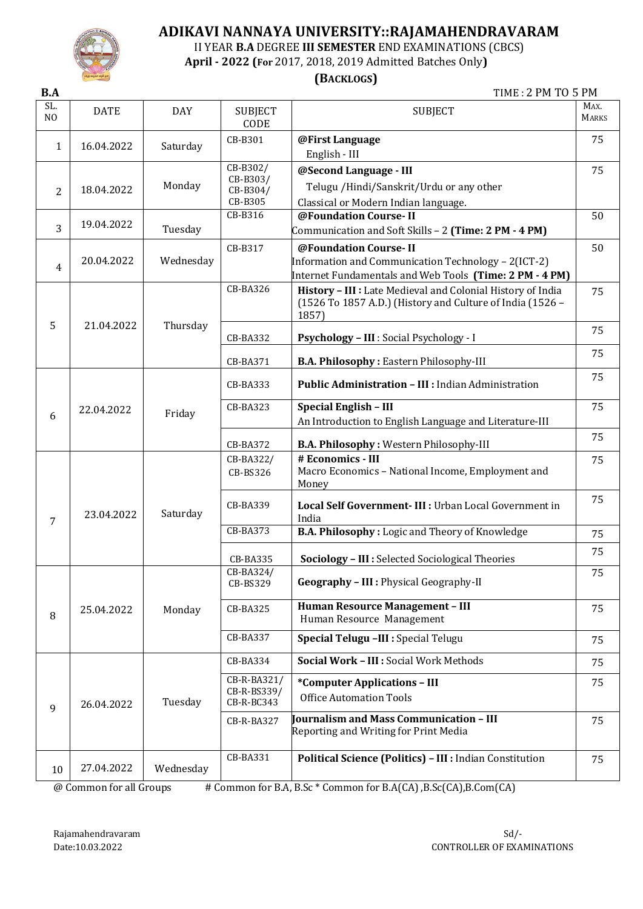# ADIKAVI NANNAYA UNIVERSITY::RAJAMAHENDRAVARAM

II YEAR **B.A** DEGREE **III SEMESTER** END EXAMINATIONS (CBCS)

**April - 2022 (For** 2017, 2018, 2019 Admitted Batches Only**)**

**(BACKLOGS)**

**B.A** TIME : 2 PM TO 5 PM

| SL. NO | DATE | DAY | SUBJECT CODE | SUBJECT | MAX. MARKS |
|---|---|---|---|---|---|
| 1 | 16.04.2022 | Saturday | CB-B301 | **@First Language** English - III | 75 |
| 2 | 18.04.2022 | Monday | CB-B302/ CB-B303/ CB-B304/ CB-B305 | **@Second Language - III** Telugu /Hindi/Sanskrit/Urdu or any other Classical or Modern Indian language. | 75 |
| 3 | 19.04.2022 | Tuesday | CB-B316 | **@Foundation Course- II** Communication and Soft Skills – 2 **(Time: 2 PM - 4 PM)** | 50 |
| 4 | 20.04.2022 | Wednesday | CB-B317 | **@Foundation Course- II** Information and Communication Technology – 2(ICT-2) Internet Fundamentals and Web Tools **(Time: 2 PM - 4 PM)** | 50 |
| 5 | 21.04.2022 | Thursday | CB-BA326 | **History – III :** Late Medieval and Colonial History of India (1526 To 1857 A.D.) (History and Culture of India (1526 – 1857) | 75 |
| | | | CB-BA332 | **Psychology – III** : Social Psychology - I | 75 |
| | | | CB-BA371 | **B.A. Philosophy :** Eastern Philosophy-III | 75 |
| 6 | 22.04.2022 | Friday | CB-BA333 | **Public Administration – III :** Indian Administration | 75 |
| | | | CB-BA323 | **Special English – III** An Introduction to English Language and Literature-III | 75 |
| | | | CB-BA372 | **B.A. Philosophy :** Western Philosophy-III | 75 |
| 7 | 23.04.2022 | Saturday | CB-BA322/ CB-BS326 | **# Economics - III** Macro Economics – National Income, Employment and Money | 75 |
| | | | CB-BA339 | **Local Self Government- III :** Urban Local Government in India | 75 |
| | | | CB-BA373 | **B.A. Philosophy :** Logic and Theory of Knowledge | 75 |
| | | | CB-BA335 | **Sociology – III :** Selected Sociological Theories | 75 |
| 8 | 25.04.2022 | Monday | CB-BA324/ CB-BS329 | **Geography – III :** Physical Geography-II | 75 |
| | | | CB-BA325 | **Human Resource Management – III** Human Resource Management | 75 |
| | | | CB-BA337 | **Special Telugu –III :** Special Telugu | 75 |
| 9 | 26.04.2022 | Tuesday | CB-BA334 | **Social Work – III :** Social Work Methods | 75 |
| | | | CB-R-BA321/ CB-R-BS339/ CB-R-BC343 | ***Computer Applications – III** Office Automation Tools | 75 |
| | | | CB-R-BA327 | **Journalism and Mass Communication – III** Reporting and Writing for Print Media | 75 |
| 10 | 27.04.2022 | Wednesday | CB-BA331 | **Political Science (Politics) – III :** Indian Constitution | 75 |

@ Common for all Groups  # Common for B.A, B.Sc * Common for B.A(CA) ,B.Sc(CA),B.Com(CA)

Rajamahendravaram
Date:10.03.2022

Sd/-
CONTROLLER OF EXAMINATIONS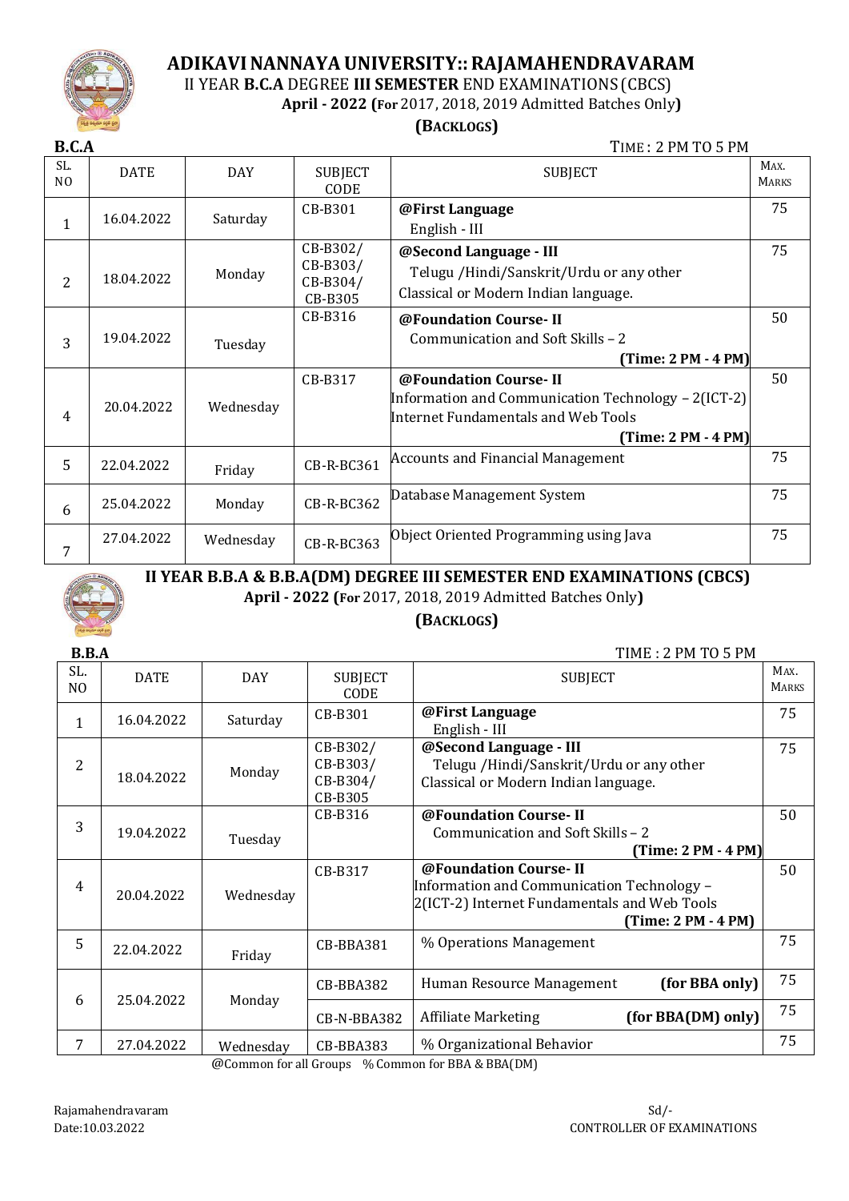# ADIKAVI NANNAYA UNIVERSITY:: RAJAMAHENDRAVARAM

II YEAR **B.C.A** DEGREE **III SEMESTER** END EXAMINATIONS (CBCS)

**April - 2022 (For** 2017, 2018, 2019 Admitted Batches Only**)**

**(BACKLOGS)**

**B.C.A** TIME : 2 PM TO 5 PM

| SL. NO | DATE | DAY | SUBJECT CODE | SUBJECT | MAX. MARKS |
|---|---|---|---|---|---|
| 1 | 16.04.2022 | Saturday | CB-B301 | **@First Language** English - III | 75 |
| 2 | 18.04.2022 | Monday | CB-B302/ CB-B303/ CB-B304/ CB-B305 | **@Second Language - III** Telugu /Hindi/Sanskrit/Urdu or any other Classical or Modern Indian language. | 75 |
| 3 | 19.04.2022 | Tuesday | CB-B316 | **@Foundation Course- II** Communication and Soft Skills – 2 **(Time: 2 PM - 4 PM)** | 50 |
| 4 | 20.04.2022 | Wednesday | CB-B317 | **@Foundation Course- II** Information and Communication Technology – 2(ICT-2) Internet Fundamentals and Web Tools **(Time: 2 PM - 4 PM)** | 50 |
| 5 | 22.04.2022 | Friday | CB-R-BC361 | Accounts and Financial Management | 75 |
| 6 | 25.04.2022 | Monday | CB-R-BC362 | Database Management System | 75 |
| 7 | 27.04.2022 | Wednesday | CB-R-BC363 | Object Oriented Programming using Java | 75 |

## II YEAR B.B.A & B.B.A(DM) DEGREE III SEMESTER END EXAMINATIONS (CBCS)

**April - 2022 (For** 2017, 2018, 2019 Admitted Batches Only**)**

**(BACKLOGS)**

**B.B.A** TIME : 2 PM TO 5 PM

| SL. NO | DATE | DAY | SUBJECT CODE | SUBJECT | MAX. MARKS |
|---|---|---|---|---|---|
| 1 | 16.04.2022 | Saturday | CB-B301 | **@First Language** English - III | 75 |
| 2 | 18.04.2022 | Monday | CB-B302/ CB-B303/ CB-B304/ CB-B305 | **@Second Language - III** Telugu /Hindi/Sanskrit/Urdu or any other Classical or Modern Indian language. | 75 |
| 3 | 19.04.2022 | Tuesday | CB-B316 | **@Foundation Course- II** Communication and Soft Skills – 2 **(Time: 2 PM - 4 PM)** | 50 |
| 4 | 20.04.2022 | Wednesday | CB-B317 | **@Foundation Course- II** Information and Communication Technology – 2(ICT-2) Internet Fundamentals and Web Tools **(Time: 2 PM - 4 PM)** | 50 |
| 5 | 22.04.2022 | Friday | CB-BBA381 | % Operations Management | 75 |
| 6 | 25.04.2022 | Monday | CB-BBA382 | Human Resource Management **(for BBA only)** | 75 |
| | | | CB-N-BBA382 | Affiliate Marketing **(for BBA(DM) only)** | 75 |
| 7 | 27.04.2022 | Wednesday | CB-BBA383 | % Organizational Behavior | 75 |

@Common for all Groups % Common for BBA & BBA(DM)

Rajamahendravaram
Date:10.03.2022

Sd/-
CONTROLLER OF EXAMINATIONS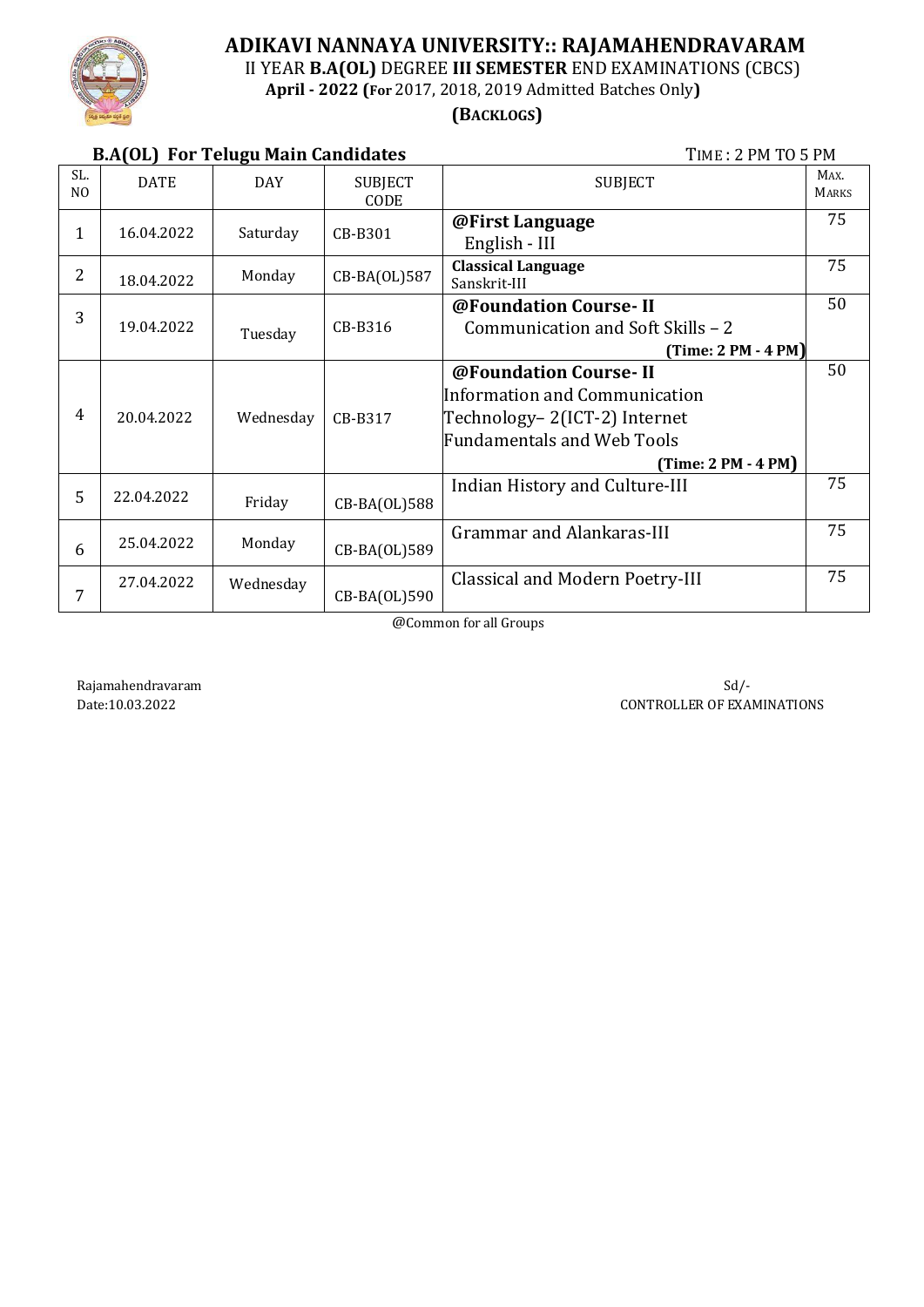# ADIKAVI NANNAYA UNIVERSITY:: RAJAMAHENDRAVARAM

II YEAR **B.A(OL)** DEGREE **III SEMESTER** END EXAMINATIONS (CBCS)

**April - 2022 (For** 2017, 2018, 2019 Admitted Batches Only**)**

**(BACKLOGS)**

**B.A(OL) For Telugu Main Candidates** TIME : 2 PM TO 5 PM

| SL. NO | DATE | DAY | SUBJECT CODE | SUBJECT | MAX. MARKS |
|---|---|---|---|---|---|
| 1 | 16.04.2022 | Saturday | CB-B301 | **@First Language** English - III | 75 |
| 2 | 18.04.2022 | Monday | CB-BA(OL)587 | **Classical Language** Sanskrit-III | 75 |
| 3 | 19.04.2022 | Tuesday | CB-B316 | **@Foundation Course- II** Communication and Soft Skills – 2 **(Time: 2 PM - 4 PM)** | 50 |
| 4 | 20.04.2022 | Wednesday | CB-B317 | **@Foundation Course- II** Information and Communication Technology– 2(ICT-2) Internet Fundamentals and Web Tools **(Time: 2 PM - 4 PM)** | 50 |
| 5 | 22.04.2022 | Friday | CB-BA(OL)588 | Indian History and Culture-III | 75 |
| 6 | 25.04.2022 | Monday | CB-BA(OL)589 | Grammar and Alankaras-III | 75 |
| 7 | 27.04.2022 | Wednesday | CB-BA(OL)590 | Classical and Modern Poetry-III | 75 |

@Common for all Groups

Rajamahendravaram
Date:10.03.2022

Sd/-
CONTROLLER OF EXAMINATIONS